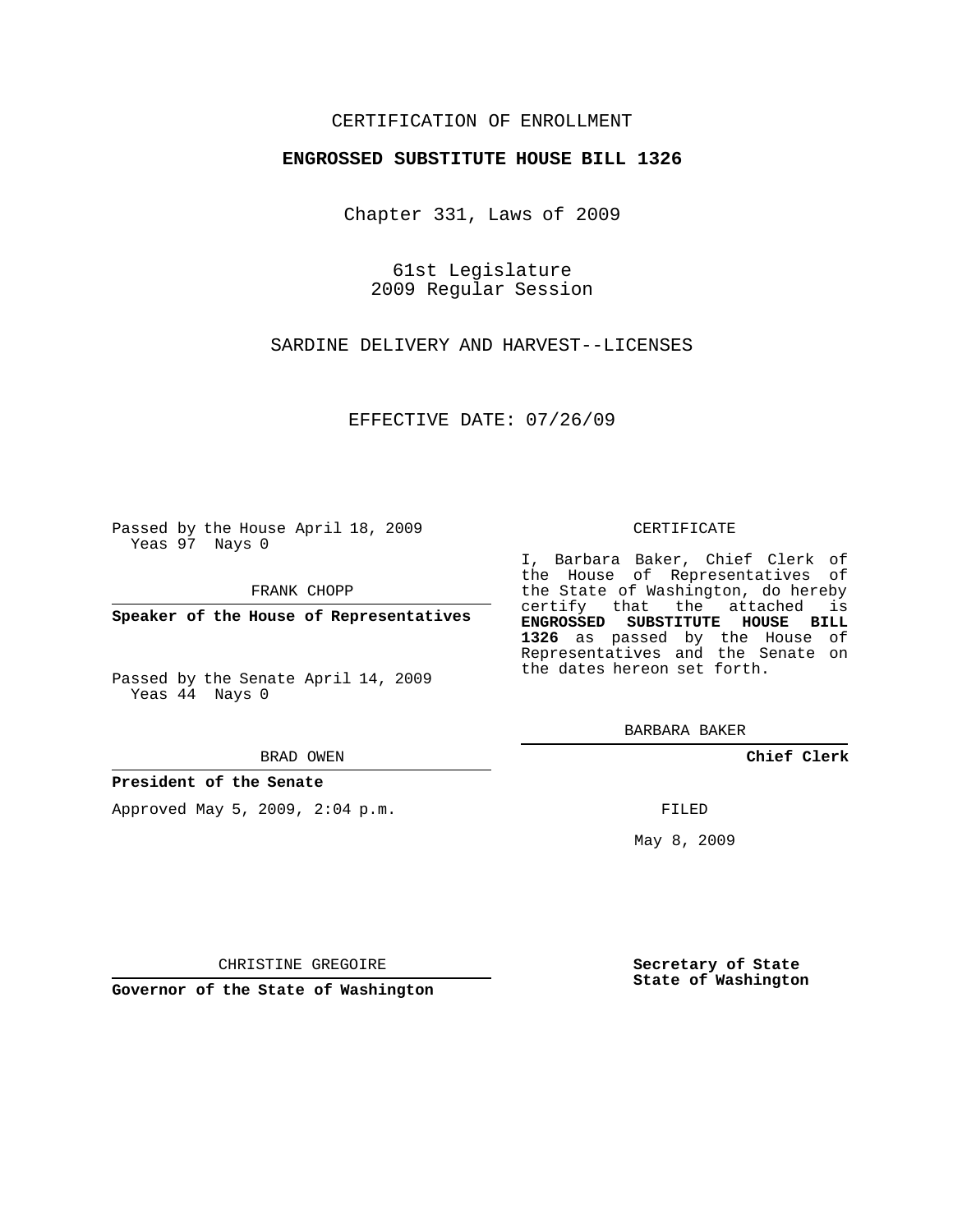CERTIFICATION OF ENROLLMENT

**ENGROSSED SUBSTITUTE HOUSE BILL 1326**

Chapter 331, Laws of 2009

61st Legislature
2009 Regular Session

SARDINE DELIVERY AND HARVEST--LICENSES

EFFECTIVE DATE: 07/26/09

Passed by the House April 18, 2009
Yeas 97 Nays 0

FRANK CHOPP

**Speaker of the House of Representatives**

Passed by the Senate April 14, 2009
Yeas 44 Nays 0

BRAD OWEN

**President of the Senate**

Approved May 5, 2009, 2:04 p.m.

CHRISTINE GREGOIRE

**Governor of the State of Washington**

CERTIFICATE

I, Barbara Baker, Chief Clerk of the House of Representatives of the State of Washington, do hereby certify that the attached is **ENGROSSED SUBSTITUTE HOUSE BILL 1326** as passed by the House of Representatives and the Senate on the dates hereon set forth.

BARBARA BAKER

**Chief Clerk**

FILED

May 8, 2009

**Secretary of State**
**State of Washington**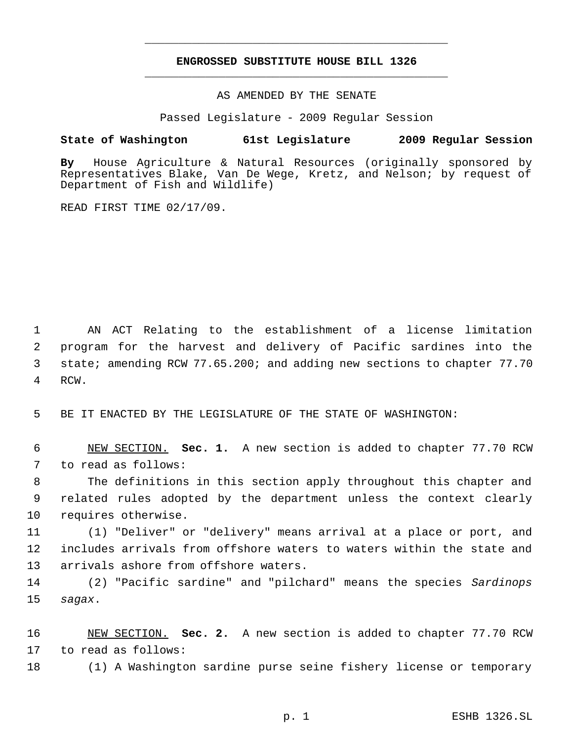# ENGROSSED SUBSTITUTE HOUSE BILL 1326

AS AMENDED BY THE SENATE

Passed Legislature - 2009 Regular Session

**State of Washington 61st Legislature 2009 Regular Session**

**By** House Agriculture & Natural Resources (originally sponsored by Representatives Blake, Van De Wege, Kretz, and Nelson; by request of Department of Fish and Wildlife)

READ FIRST TIME 02/17/09.

AN ACT Relating to the establishment of a license limitation program for the harvest and delivery of Pacific sardines into the state; amending RCW 77.65.200; and adding new sections to chapter 77.70 RCW.

BE IT ENACTED BY THE LEGISLATURE OF THE STATE OF WASHINGTON:

NEW SECTION. **Sec. 1.** A new section is added to chapter 77.70 RCW to read as follows:

The definitions in this section apply throughout this chapter and related rules adopted by the department unless the context clearly requires otherwise.

(1) "Deliver" or "delivery" means arrival at a place or port, and includes arrivals from offshore waters to waters within the state and arrivals ashore from offshore waters.

(2) "Pacific sardine" and "pilchard" means the species *Sardinops sagax*.

NEW SECTION. **Sec. 2.** A new section is added to chapter 77.70 RCW to read as follows:

(1) A Washington sardine purse seine fishery license or temporary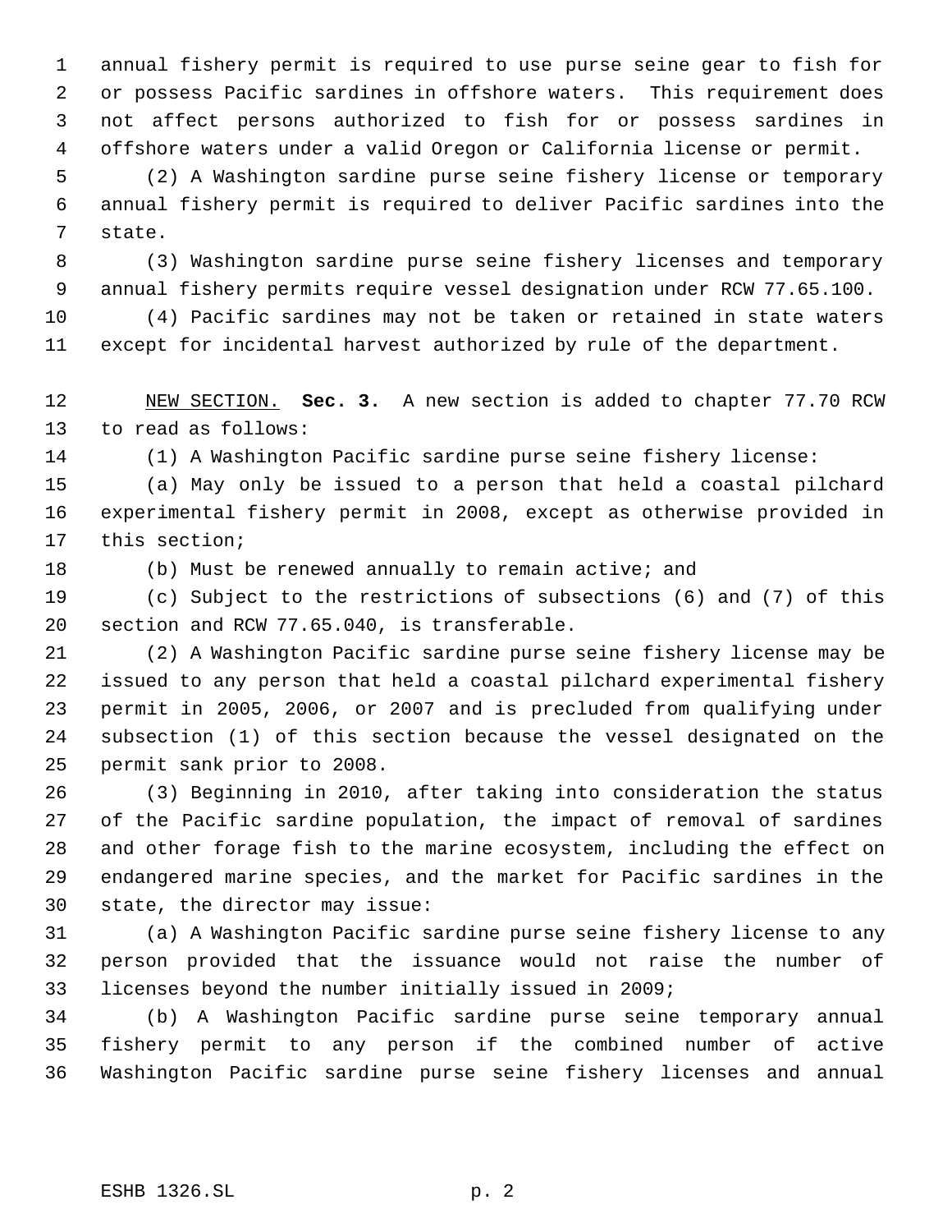annual fishery permit is required to use purse seine gear to fish for or possess Pacific sardines in offshore waters. This requirement does not affect persons authorized to fish for or possess sardines in offshore waters under a valid Oregon or California license or permit.

(2) A Washington sardine purse seine fishery license or temporary annual fishery permit is required to deliver Pacific sardines into the state.

(3) Washington sardine purse seine fishery licenses and temporary annual fishery permits require vessel designation under RCW 77.65.100.

(4) Pacific sardines may not be taken or retained in state waters except for incidental harvest authorized by rule of the department.

NEW SECTION. **Sec. 3.** A new section is added to chapter 77.70 RCW to read as follows:

(1) A Washington Pacific sardine purse seine fishery license:

(a) May only be issued to a person that held a coastal pilchard experimental fishery permit in 2008, except as otherwise provided in this section;

(b) Must be renewed annually to remain active; and

(c) Subject to the restrictions of subsections (6) and (7) of this section and RCW 77.65.040, is transferable.

(2) A Washington Pacific sardine purse seine fishery license may be issued to any person that held a coastal pilchard experimental fishery permit in 2005, 2006, or 2007 and is precluded from qualifying under subsection (1) of this section because the vessel designated on the permit sank prior to 2008.

(3) Beginning in 2010, after taking into consideration the status of the Pacific sardine population, the impact of removal of sardines and other forage fish to the marine ecosystem, including the effect on endangered marine species, and the market for Pacific sardines in the state, the director may issue:

(a) A Washington Pacific sardine purse seine fishery license to any person provided that the issuance would not raise the number of licenses beyond the number initially issued in 2009;

(b) A Washington Pacific sardine purse seine temporary annual fishery permit to any person if the combined number of active Washington Pacific sardine purse seine fishery licenses and annual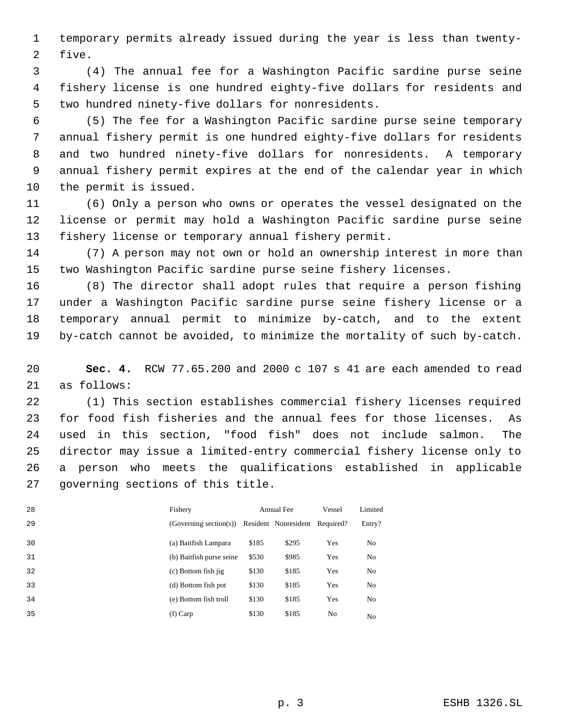temporary permits already issued during the year is less than twenty-five.

(4) The annual fee for a Washington Pacific sardine purse seine fishery license is one hundred eighty-five dollars for residents and two hundred ninety-five dollars for nonresidents.

(5) The fee for a Washington Pacific sardine purse seine temporary annual fishery permit is one hundred eighty-five dollars for residents and two hundred ninety-five dollars for nonresidents. A temporary annual fishery permit expires at the end of the calendar year in which the permit is issued.

(6) Only a person who owns or operates the vessel designated on the license or permit may hold a Washington Pacific sardine purse seine fishery license or temporary annual fishery permit.

(7) A person may not own or hold an ownership interest in more than two Washington Pacific sardine purse seine fishery licenses.

(8) The director shall adopt rules that require a person fishing under a Washington Pacific sardine purse seine fishery license or a temporary annual permit to minimize by-catch, and to the extent by-catch cannot be avoided, to minimize the mortality of such by-catch.

**Sec. 4.** RCW 77.65.200 and 2000 c 107 s 41 are each amended to read as follows:

(1) This section establishes commercial fishery licenses required for food fish fisheries and the annual fees for those licenses. As used in this section, "food fish" does not include salmon. The director may issue a limited-entry commercial fishery license only to a person who meets the qualifications established in applicable governing sections of this title.

| Fishery | Annual Fee | | Vessel | Limited |
|---|---|---|---|---|
| (Governing section(s)) | Resident | Nonresident | Required? | Entry? |
| (a) Baitfish Lampara | $185 | $295 | Yes | No |
| (b) Baitfish purse seine | $530 | $985 | Yes | No |
| (c) Bottom fish jig | $130 | $185 | Yes | No |
| (d) Bottom fish pot | $130 | $185 | Yes | No |
| (e) Bottom fish troll | $130 | $185 | Yes | No |
| (f) Carp | $130 | $185 | No | No |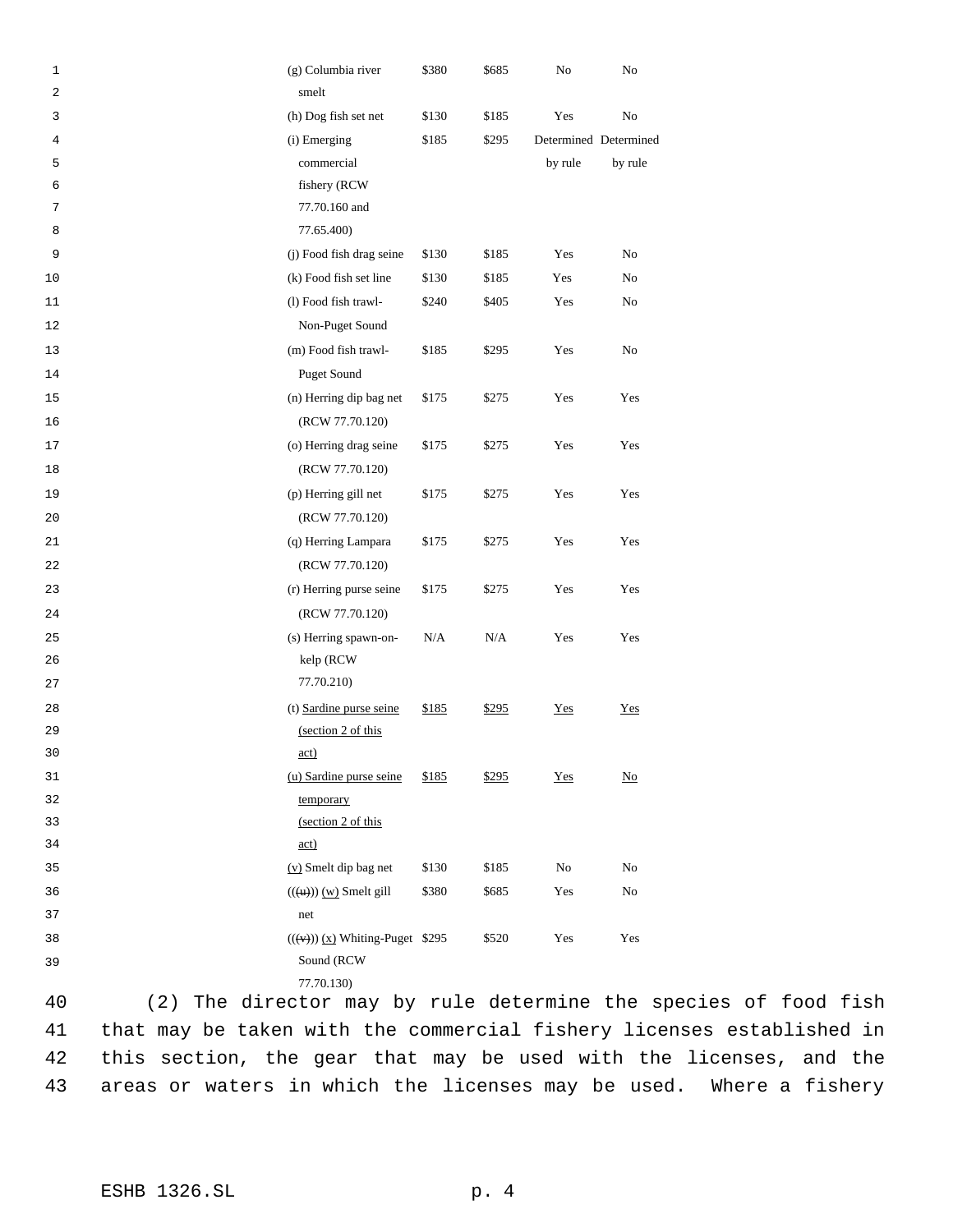| | | | | |
|---|---|---|---|---|
| (g) Columbia river smelt | $380 | $685 | No | No |
| (h) Dog fish set net | $130 | $185 | Yes | No |
| (i) Emerging commercial fishery (RCW 77.70.160 and 77.65.400) | $185 | $295 | Determined by rule | Determined by rule |
| (j) Food fish drag seine | $130 | $185 | Yes | No |
| (k) Food fish set line | $130 | $185 | Yes | No |
| (l) Food fish trawl-Non-Puget Sound | $240 | $405 | Yes | No |
| (m) Food fish trawl-Puget Sound | $185 | $295 | Yes | No |
| (n) Herring dip bag net (RCW 77.70.120) | $175 | $275 | Yes | Yes |
| (o) Herring drag seine (RCW 77.70.120) | $175 | $275 | Yes | Yes |
| (p) Herring gill net (RCW 77.70.120) | $175 | $275 | Yes | Yes |
| (q) Herring Lampara (RCW 77.70.120) | $175 | $275 | Yes | Yes |
| (r) Herring purse seine (RCW 77.70.120) | $175 | $275 | Yes | Yes |
| (s) Herring spawn-on-kelp (RCW 77.70.210) | N/A | N/A | Yes | Yes |
| (t) Sardine purse seine (section 2 of this act) | $185 | $295 | Yes | Yes |
| (u) Sardine purse seine temporary (section 2 of this act) | $185 | $295 | Yes | No |
| (v) Smelt dip bag net | $130 | $185 | No | No |
| (((u))) (w) Smelt gill net | $380 | $685 | Yes | No |
| (((v))) (x) Whiting-Puget Sound (RCW 77.70.130) | $295 | $520 | Yes | Yes |

(2) The director may by rule determine the species of food fish that may be taken with the commercial fishery licenses established in this section, the gear that may be used with the licenses, and the areas or waters in which the licenses may be used. Where a fishery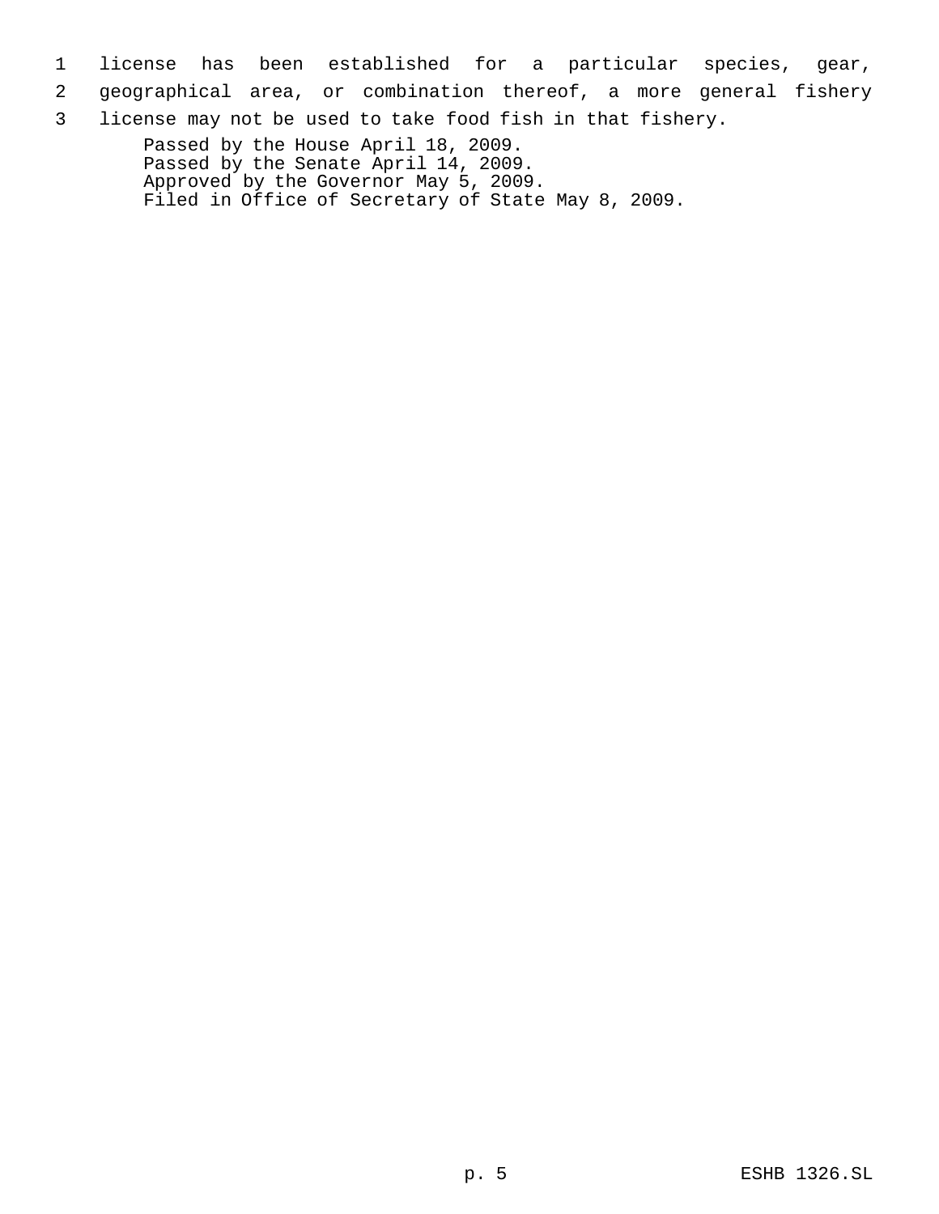license has been established for a particular species, gear, geographical area, or combination thereof, a more general fishery license may not be used to take food fish in that fishery.

Passed by the House April 18, 2009.
Passed by the Senate April 14, 2009.
Approved by the Governor May 5, 2009.
Filed in Office of Secretary of State May 8, 2009.